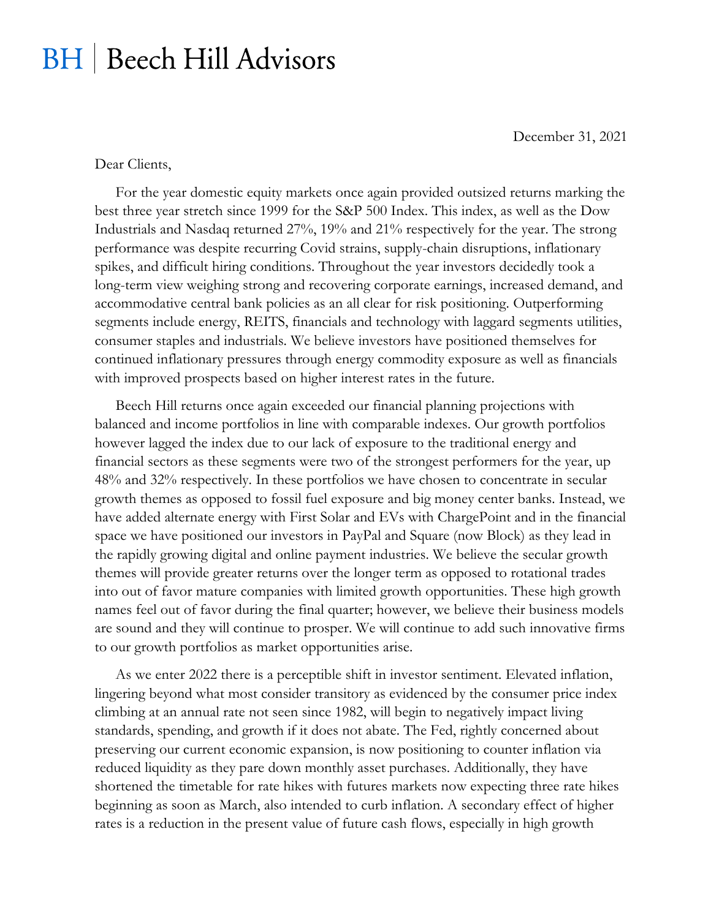# BH | Beech Hill Advisors

December 31, 2021

Dear Clients,

For the year domestic equity markets once again provided outsized returns marking the best three year stretch since 1999 for the S&P 500 Index. This index, as well as the Dow Industrials and Nasdaq returned 27%, 19% and 21% respectively for the year. The strong performance was despite recurring Covid strains, supply-chain disruptions, inflationary spikes, and difficult hiring conditions. Throughout the year investors decidedly took a long-term view weighing strong and recovering corporate earnings, increased demand, and accommodative central bank policies as an all clear for risk positioning. Outperforming segments include energy, REITS, financials and technology with laggard segments utilities, consumer staples and industrials. We believe investors have positioned themselves for continued inflationary pressures through energy commodity exposure as well as financials with improved prospects based on higher interest rates in the future.

Beech Hill returns once again exceeded our financial planning projections with balanced and income portfolios in line with comparable indexes. Our growth portfolios however lagged the index due to our lack of exposure to the traditional energy and financial sectors as these segments were two of the strongest performers for the year, up 48% and 32% respectively. In these portfolios we have chosen to concentrate in secular growth themes as opposed to fossil fuel exposure and big money center banks. Instead, we have added alternate energy with First Solar and EVs with ChargePoint and in the financial space we have positioned our investors in PayPal and Square (now Block) as they lead in the rapidly growing digital and online payment industries. We believe the secular growth themes will provide greater returns over the longer term as opposed to rotational trades into out of favor mature companies with limited growth opportunities. These high growth names feel out of favor during the final quarter; however, we believe their business models are sound and they will continue to prosper. We will continue to add such innovative firms to our growth portfolios as market opportunities arise.

As we enter 2022 there is a perceptible shift in investor sentiment. Elevated inflation, lingering beyond what most consider transitory as evidenced by the consumer price index climbing at an annual rate not seen since 1982, will begin to negatively impact living standards, spending, and growth if it does not abate. The Fed, rightly concerned about preserving our current economic expansion, is now positioning to counter inflation via reduced liquidity as they pare down monthly asset purchases. Additionally, they have shortened the timetable for rate hikes with futures markets now expecting three rate hikes beginning as soon as March, also intended to curb inflation. A secondary effect of higher rates is a reduction in the present value of future cash flows, especially in high growth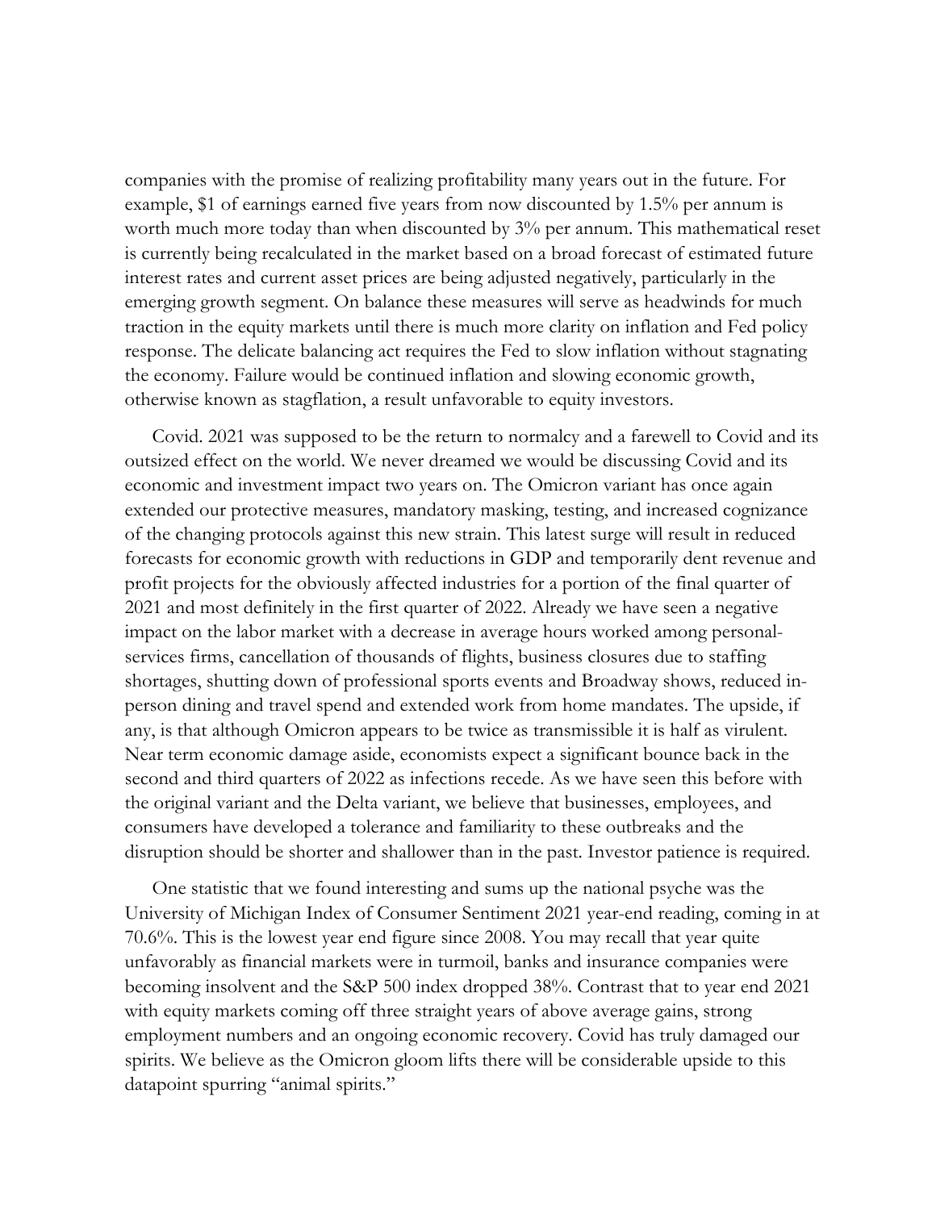companies with the promise of realizing profitability many years out in the future. For example, $1 of earnings earned five years from now discounted by 1.5% per annum is worth much more today than when discounted by 3% per annum. This mathematical reset is currently being recalculated in the market based on a broad forecast of estimated future interest rates and current asset prices are being adjusted negatively, particularly in the emerging growth segment. On balance these measures will serve as headwinds for much traction in the equity markets until there is much more clarity on inflation and Fed policy response. The delicate balancing act requires the Fed to slow inflation without stagnating the economy. Failure would be continued inflation and slowing economic growth, otherwise known as stagflation, a result unfavorable to equity investors.

Covid. 2021 was supposed to be the return to normalcy and a farewell to Covid and its outsized effect on the world. We never dreamed we would be discussing Covid and its economic and investment impact two years on. The Omicron variant has once again extended our protective measures, mandatory masking, testing, and increased cognizance of the changing protocols against this new strain. This latest surge will result in reduced forecasts for economic growth with reductions in GDP and temporarily dent revenue and profit projects for the obviously affected industries for a portion of the final quarter of 2021 and most definitely in the first quarter of 2022. Already we have seen a negative impact on the labor market with a decrease in average hours worked among personal-services firms, cancellation of thousands of flights, business closures due to staffing shortages, shutting down of professional sports events and Broadway shows, reduced in-person dining and travel spend and extended work from home mandates. The upside, if any, is that although Omicron appears to be twice as transmissible it is half as virulent. Near term economic damage aside, economists expect a significant bounce back in the second and third quarters of 2022 as infections recede. As we have seen this before with the original variant and the Delta variant, we believe that businesses, employees, and consumers have developed a tolerance and familiarity to these outbreaks and the disruption should be shorter and shallower than in the past. Investor patience is required.

One statistic that we found interesting and sums up the national psyche was the University of Michigan Index of Consumer Sentiment 2021 year-end reading, coming in at 70.6%. This is the lowest year end figure since 2008. You may recall that year quite unfavorably as financial markets were in turmoil, banks and insurance companies were becoming insolvent and the S&P 500 index dropped 38%. Contrast that to year end 2021 with equity markets coming off three straight years of above average gains, strong employment numbers and an ongoing economic recovery. Covid has truly damaged our spirits. We believe as the Omicron gloom lifts there will be considerable upside to this datapoint spurring "animal spirits."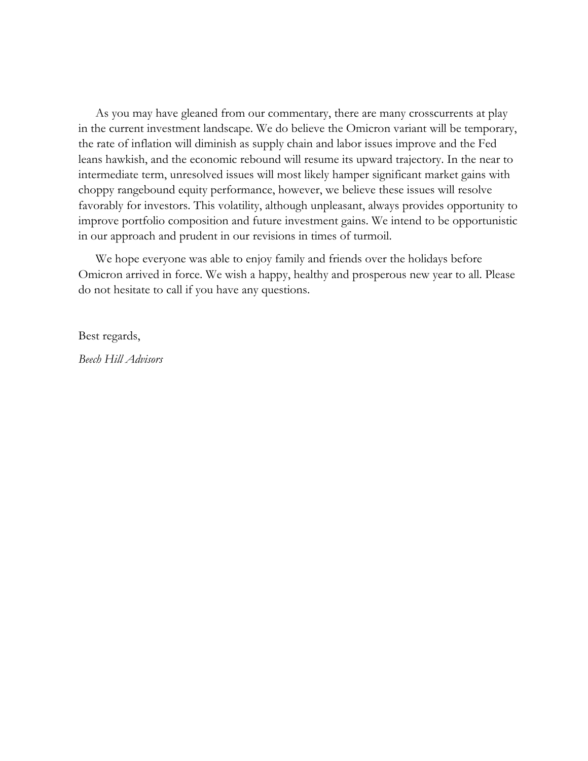As you may have gleaned from our commentary, there are many crosscurrents at play in the current investment landscape. We do believe the Omicron variant will be temporary, the rate of inflation will diminish as supply chain and labor issues improve and the Fed leans hawkish, and the economic rebound will resume its upward trajectory. In the near to intermediate term, unresolved issues will most likely hamper significant market gains with choppy rangebound equity performance, however, we believe these issues will resolve favorably for investors. This volatility, although unpleasant, always provides opportunity to improve portfolio composition and future investment gains. We intend to be opportunistic in our approach and prudent in our revisions in times of turmoil.

We hope everyone was able to enjoy family and friends over the holidays before Omicron arrived in force. We wish a happy, healthy and prosperous new year to all. Please do not hesitate to call if you have any questions.

Best regards,

*Beech Hill Advisors*